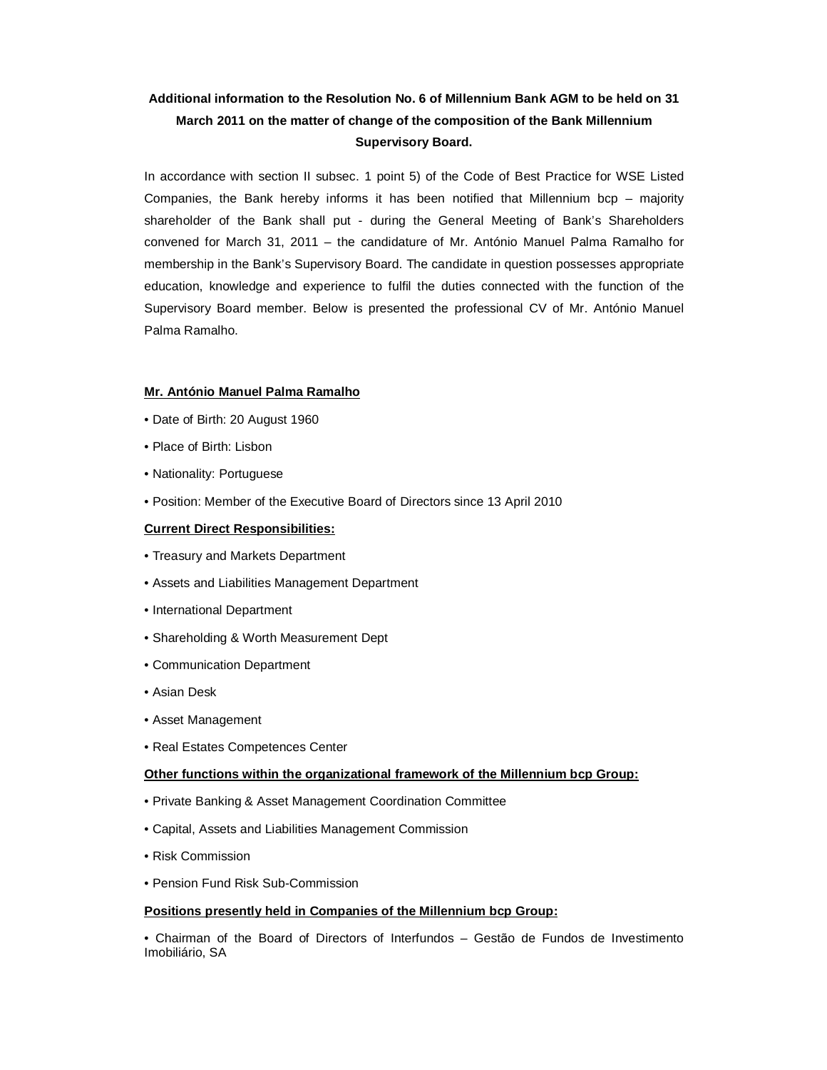**Additional information to the Resolution No. 6 of Millennium Bank AGM to be held on 31 March 2011 on the matter of change of the composition of the Bank Millennium Supervisory Board.**

In accordance with section II subsec. 1 point 5) of the Code of Best Practice for WSE Listed Companies, the Bank hereby informs it has been notified that Millennium bcp – majority shareholder of the Bank shall put - during the General Meeting of Bank's Shareholders convened for March 31, 2011 – the candidature of Mr. António Manuel Palma Ramalho for membership in the Bank's Supervisory Board. The candidate in question possesses appropriate education, knowledge and experience to fulfil the duties connected with the function of the Supervisory Board member. Below is presented the professional CV of Mr. António Manuel Palma Ramalho.

**Mr. António Manuel Palma Ramalho**

- Date of Birth: 20 August 1960
- Place of Birth: Lisbon
- Nationality: Portuguese
- Position: Member of the Executive Board of Directors since 13 April 2010

**Current Direct Responsibilities:**

- Treasury and Markets Department
- Assets and Liabilities Management Department
- International Department
- Shareholding & Worth Measurement Dept
- Communication Department
- Asian Desk
- Asset Management
- Real Estates Competences Center

**Other functions within the organizational framework of the Millennium bcp Group:**

- Private Banking & Asset Management Coordination Committee
- Capital, Assets and Liabilities Management Commission
- Risk Commission
- Pension Fund Risk Sub-Commission

**Positions presently held in Companies of the Millennium bcp Group:**

- Chairman of the Board of Directors of Interfundos – Gestão de Fundos de Investimento Imobiliário, SA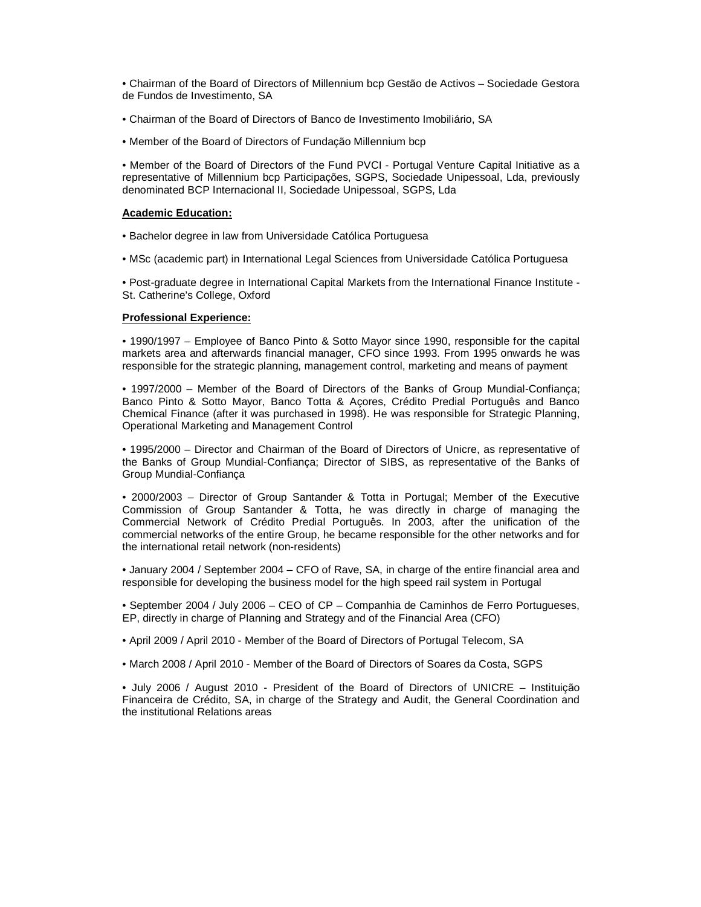• Chairman of the Board of Directors of Millennium bcp Gestão de Activos – Sociedade Gestora de Fundos de Investimento, SA

• Chairman of the Board of Directors of Banco de Investimento Imobiliário, SA

• Member of the Board of Directors of Fundação Millennium bcp

• Member of the Board of Directors of the Fund PVCI - Portugal Venture Capital Initiative as a representative of Millennium bcp Participações, SGPS, Sociedade Unipessoal, Lda, previously denominated BCP Internacional II, Sociedade Unipessoal, SGPS, Lda

**Academic Education:**

• Bachelor degree in law from Universidade Católica Portuguesa

• MSc (academic part) in International Legal Sciences from Universidade Católica Portuguesa

• Post-graduate degree in International Capital Markets from the International Finance Institute - St. Catherine's College, Oxford

**Professional Experience:**

• 1990/1997 – Employee of Banco Pinto & Sotto Mayor since 1990, responsible for the capital markets area and afterwards financial manager, CFO since 1993. From 1995 onwards he was responsible for the strategic planning, management control, marketing and means of payment

• 1997/2000 – Member of the Board of Directors of the Banks of Group Mundial-Confiança; Banco Pinto & Sotto Mayor, Banco Totta & Açores, Crédito Predial Português and Banco Chemical Finance (after it was purchased in 1998). He was responsible for Strategic Planning, Operational Marketing and Management Control

• 1995/2000 – Director and Chairman of the Board of Directors of Unicre, as representative of the Banks of Group Mundial-Confiança; Director of SIBS, as representative of the Banks of Group Mundial-Confiança

• 2000/2003 – Director of Group Santander & Totta in Portugal; Member of the Executive Commission of Group Santander & Totta, he was directly in charge of managing the Commercial Network of Crédito Predial Português. In 2003, after the unification of the commercial networks of the entire Group, he became responsible for the other networks and for the international retail network (non-residents)

• January 2004 / September 2004 – CFO of Rave, SA, in charge of the entire financial area and responsible for developing the business model for the high speed rail system in Portugal

• September 2004 / July 2006 – CEO of CP – Companhia de Caminhos de Ferro Portugueses, EP, directly in charge of Planning and Strategy and of the Financial Area (CFO)

• April 2009 / April 2010 - Member of the Board of Directors of Portugal Telecom, SA

• March 2008 / April 2010 - Member of the Board of Directors of Soares da Costa, SGPS

• July 2006 / August 2010 - President of the Board of Directors of UNICRE – Instituição Financeira de Crédito, SA, in charge of the Strategy and Audit, the General Coordination and the institutional Relations areas